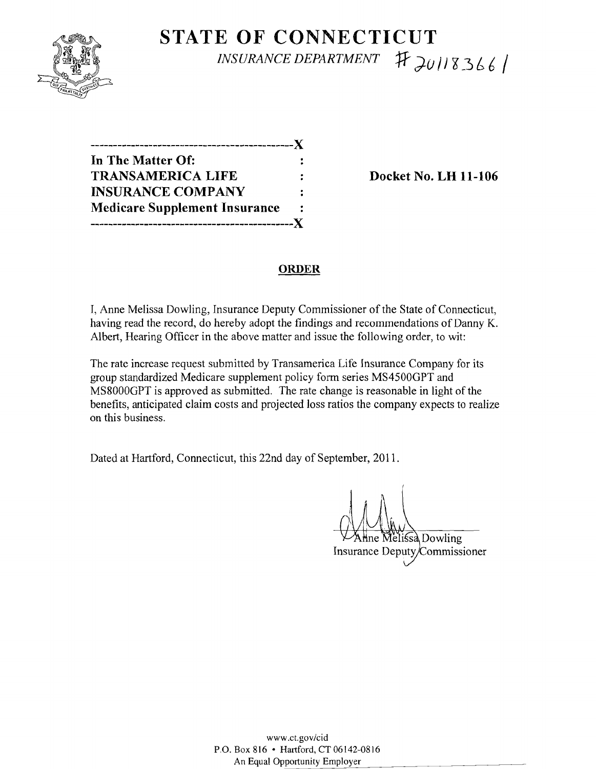# STATE OF CONNECTICUT

*INSURANCE DEPARTMENT* #20118366 1

```
---------------------------------------------X
In The Matter Of:                            :
TRANSAMERICA LIFE                            :
INSURANCE COMPANY                            :
Medicare Supplement Insurance                :
---------------------------------------------X
```

**Docket No. LH 11-106**

## ORDER

I, Anne Melissa Dowling, Insurance Deputy Commissioner of the State of Connecticut, having read the record, do hereby adopt the findings and recommendations of Danny K. Albert, Hearing Officer in the above matter and issue the following order, to wit:

The rate increase request submitted by Transamerica Life Insurance Company for its group standardized Medicare supplement policy form series MS4500GPT and MS8000GPT is approved as submitted. The rate change is reasonable in light of the benefits, anticipated claim costs and projected loss ratios the company expects to realize on this business.

Dated at Hartford, Connecticut, this 22nd day of September, 2011.

Anne Melissa Dowling
Insurance Deputy Commissioner

www.ct.gov/cid
P.O. Box 816 • Hartford, CT 06142-0816
An Equal Opportunity Employer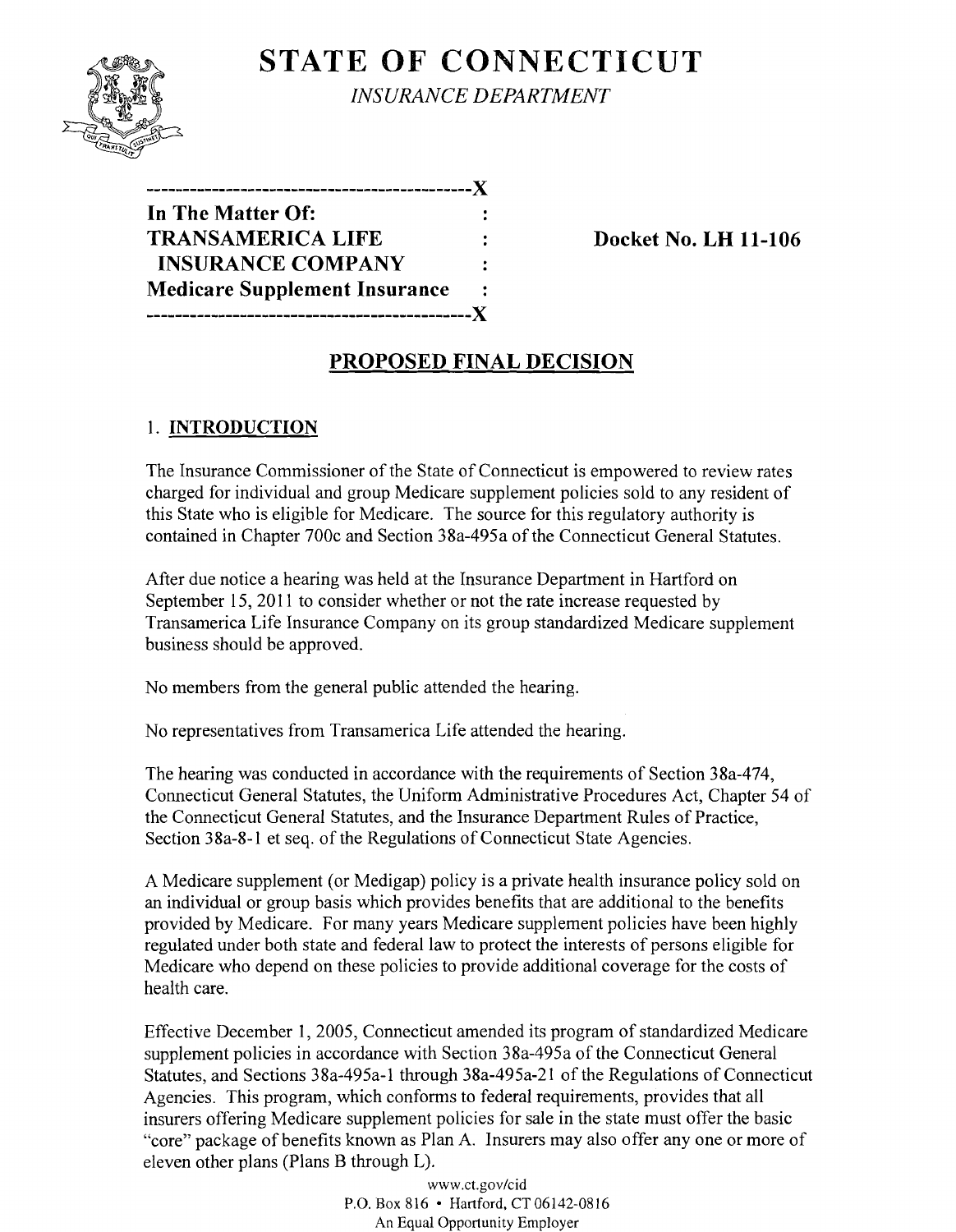# STATE OF CONNECTICUT

*INSURANCE DEPARTMENT*

```
---------------------------------------------X
In The Matter Of:                            :
TRANSAMERICA LIFE                            :
 INSURANCE COMPANY                           :
Medicare Supplement Insurance                :
---------------------------------------------X
```

**Docket No. LH 11-106**

## PROPOSED FINAL DECISION

### 1. INTRODUCTION

The Insurance Commissioner of the State of Connecticut is empowered to review rates charged for individual and group Medicare supplement policies sold to any resident of this State who is eligible for Medicare. The source for this regulatory authority is contained in Chapter 700c and Section 38a-495a of the Connecticut General Statutes.

After due notice a hearing was held at the Insurance Department in Hartford on September 15, 2011 to consider whether or not the rate increase requested by Transamerica Life Insurance Company on its group standardized Medicare supplement business should be approved.

No members from the general public attended the hearing.

No representatives from Transamerica Life attended the hearing.

The hearing was conducted in accordance with the requirements of Section 38a-474, Connecticut General Statutes, the Uniform Administrative Procedures Act, Chapter 54 of the Connecticut General Statutes, and the Insurance Department Rules of Practice, Section 38a-8-1 et seq. of the Regulations of Connecticut State Agencies.

A Medicare supplement (or Medigap) policy is a private health insurance policy sold on an individual or group basis which provides benefits that are additional to the benefits provided by Medicare. For many years Medicare supplement policies have been highly regulated under both state and federal law to protect the interests of persons eligible for Medicare who depend on these policies to provide additional coverage for the costs of health care.

Effective December 1, 2005, Connecticut amended its program of standardized Medicare supplement policies in accordance with Section 38a-495a of the Connecticut General Statutes, and Sections 38a-495a-1 through 38a-495a-21 of the Regulations of Connecticut Agencies. This program, which conforms to federal requirements, provides that all insurers offering Medicare supplement policies for sale in the state must offer the basic "core" package of benefits known as Plan A. Insurers may also offer any one or more of eleven other plans (Plans B through L).

www.ct.gov/cid
P.O. Box 816 • Hartford, CT 06142-0816
An Equal Opportunity Employer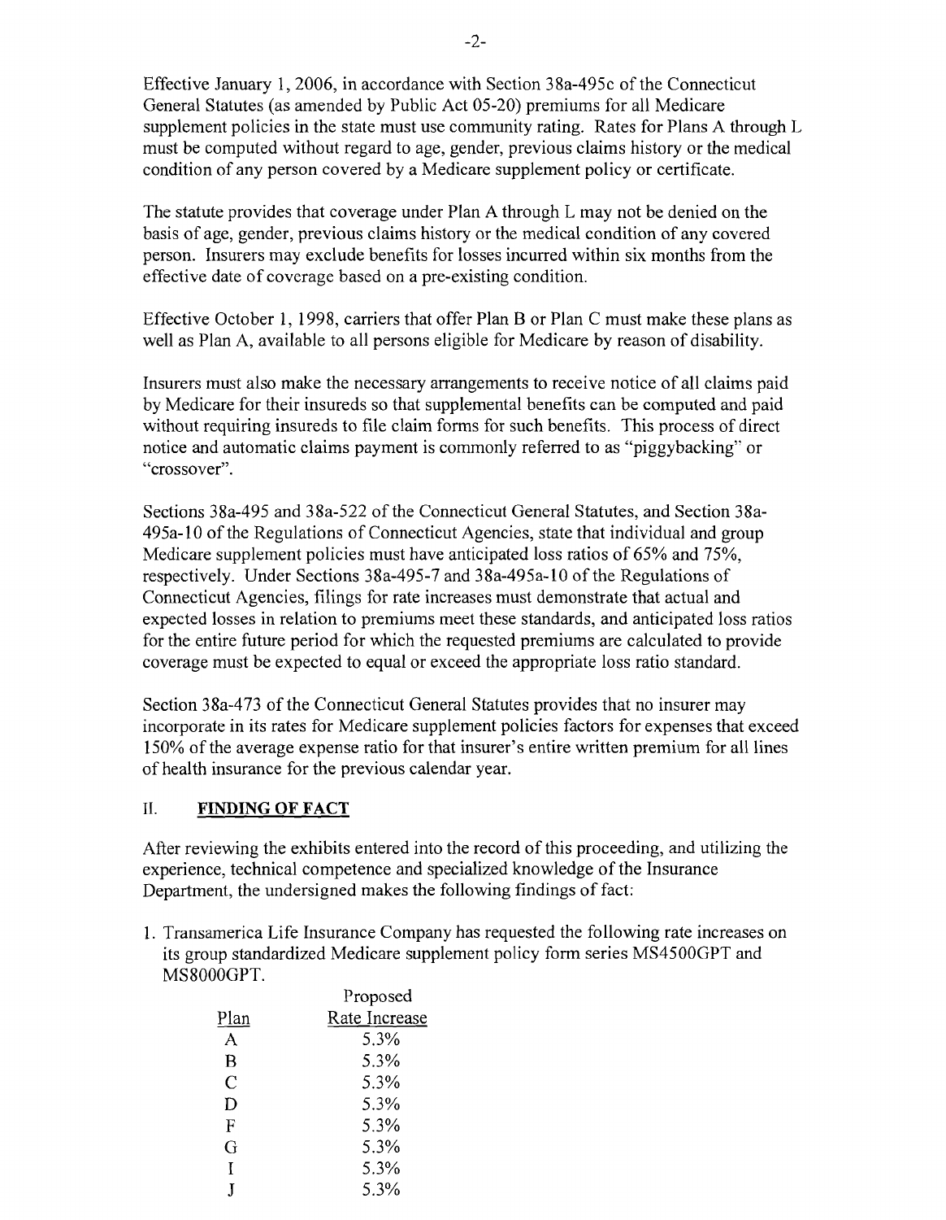Effective January 1, 2006, in accordance with Section 38a-495c of the Connecticut General Statutes (as amended by Public Act 05-20) premiums for all Medicare supplement policies in the state must use community rating. Rates for Plans A through L must be computed without regard to age, gender, previous claims history or the medical condition of any person covered by a Medicare supplement policy or certificate.

The statute provides that coverage under Plan A through L may not be denied on the basis of age, gender, previous claims history or the medical condition of any covered person. Insurers may exclude benefits for losses incurred within six months from the effective date of coverage based on a pre-existing condition.

Effective October 1, 1998, carriers that offer Plan B or Plan C must make these plans as well as Plan A, available to all persons eligible for Medicare by reason of disability.

Insurers must also make the necessary arrangements to receive notice of all claims paid by Medicare for their insureds so that supplemental benefits can be computed and paid without requiring insureds to file claim forms for such benefits. This process of direct notice and automatic claims payment is commonly referred to as "piggybacking" or "crossover".

Sections 38a-495 and 38a-522 of the Connecticut General Statutes, and Section 38a-495a-10 of the Regulations of Connecticut Agencies, state that individual and group Medicare supplement policies must have anticipated loss ratios of 65% and 75%, respectively. Under Sections 38a-495-7 and 38a-495a-10 of the Regulations of Connecticut Agencies, filings for rate increases must demonstrate that actual and expected losses in relation to premiums meet these standards, and anticipated loss ratios for the entire future period for which the requested premiums are calculated to provide coverage must be expected to equal or exceed the appropriate loss ratio standard.

Section 38a-473 of the Connecticut General Statutes provides that no insurer may incorporate in its rates for Medicare supplement policies factors for expenses that exceed 150% of the average expense ratio for that insurer's entire written premium for all lines of health insurance for the previous calendar year.

## II. FINDING OF FACT

After reviewing the exhibits entered into the record of this proceeding, and utilizing the experience, technical competence and specialized knowledge of the Insurance Department, the undersigned makes the following findings of fact:

1. Transamerica Life Insurance Company has requested the following rate increases on its group standardized Medicare supplement policy form series MS4500GPT and MS8000GPT.

| Plan | Proposed Rate Increase |
|---|---|
| A | 5.3% |
| B | 5.3% |
| C | 5.3% |
| D | 5.3% |
| F | 5.3% |
| G | 5.3% |
| I | 5.3% |
| J | 5.3% |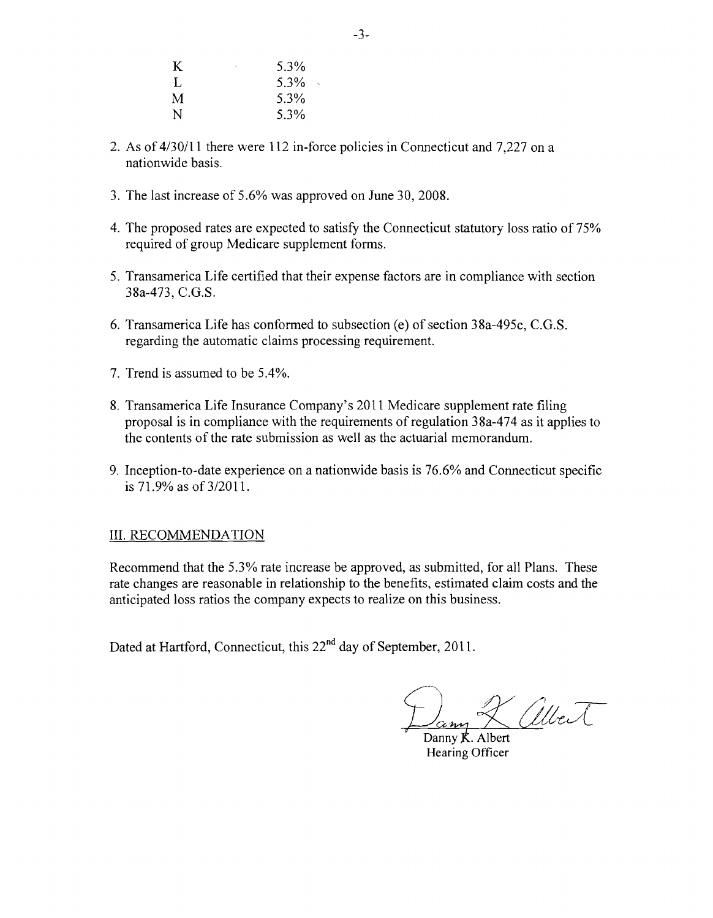| | |
|---|---|
| K | 5.3% |
| L | 5.3% |
| M | 5.3% |
| N | 5.3% |

2. As of 4/30/11 there were 112 in-force policies in Connecticut and 7,227 on a nationwide basis.

3. The last increase of 5.6% was approved on June 30, 2008.

4. The proposed rates are expected to satisfy the Connecticut statutory loss ratio of 75% required of group Medicare supplement forms.

5. Transamerica Life certified that their expense factors are in compliance with section 38a-473, C.G.S.

6. Transamerica Life has conformed to subsection (e) of section 38a-495c, C.G.S. regarding the automatic claims processing requirement.

7. Trend is assumed to be 5.4%.

8. Transamerica Life Insurance Company's 2011 Medicare supplement rate filing proposal is in compliance with the requirements of regulation 38a-474 as it applies to the contents of the rate submission as well as the actuarial memorandum.

9. Inception-to-date experience on a nationwide basis is 76.6% and Connecticut specific is 71.9% as of 3/2011.

## III. RECOMMENDATION

Recommend that the 5.3% rate increase be approved, as submitted, for all Plans. These rate changes are reasonable in relationship to the benefits, estimated claim costs and the anticipated loss ratios the company expects to realize on this business.

Dated at Hartford, Connecticut, this 22nd day of September, 2011.

Danny K. Albert
Hearing Officer